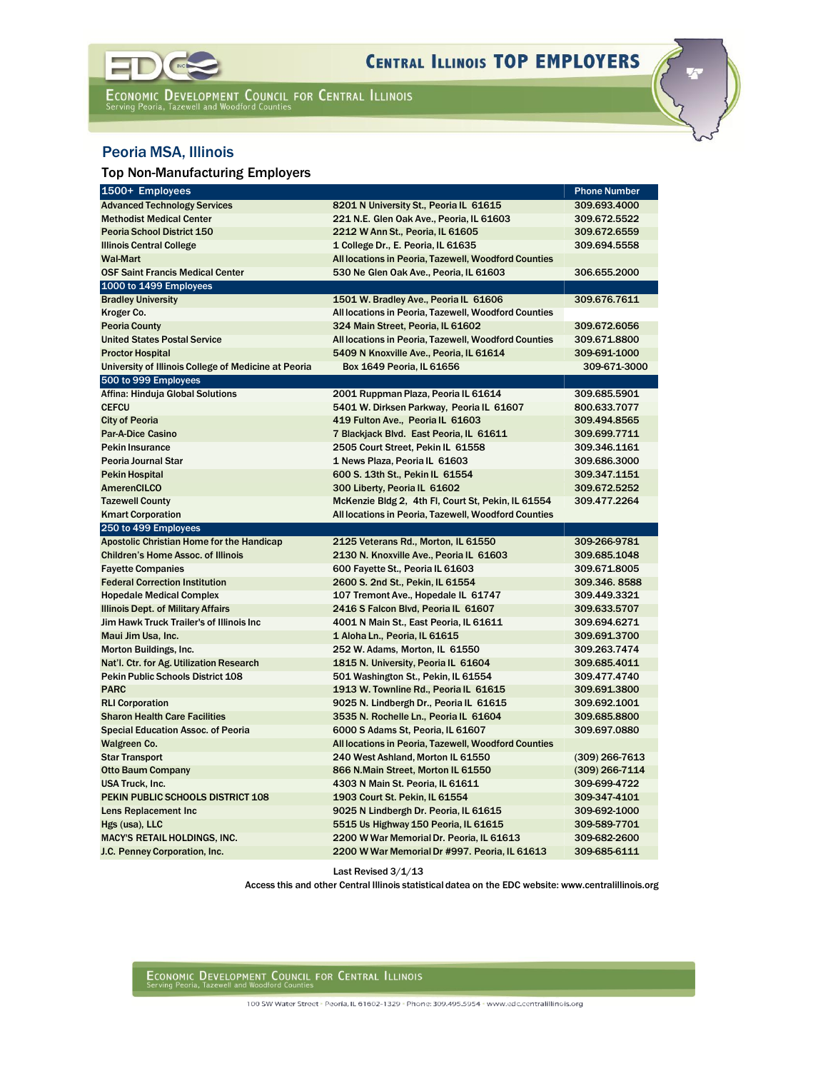# Central Illinois TOP EMPLOYERS

Economic Development Council for Central Illinois
Serving Peoria, Tazewell and Woodford Counties

## Peoria MSA, Illinois

### Top Non-Manufacturing Employers

| 1500+ Employees | | Phone Number |
|---|---|---|
| Advanced Technology Services | 8201 N University St., Peoria IL 61615 | 309.693.4000 |
| Methodist Medical Center | 221 N.E. Glen Oak Ave., Peoria, IL 61603 | 309.672.5522 |
| Peoria School District 150 | 2212 W Ann St., Peoria, IL 61605 | 309.672.6559 |
| Illinois Central College | 1 College Dr., E. Peoria, IL 61635 | 309.694.5558 |
| Wal-Mart | All locations in Peoria, Tazewell, Woodford Counties | |
| OSF Saint Francis Medical Center | 530 Ne Glen Oak Ave., Peoria, IL 61603 | 306.655.2000 |
| **1000 to 1499 Employees** | | |
| Bradley University | 1501 W. Bradley Ave., Peoria IL 61606 | 309.676.7611 |
| Kroger Co. | All locations in Peoria, Tazewell, Woodford Counties | |
| Peoria County | 324 Main Street, Peoria, IL 61602 | 309.672.6056 |
| United States Postal Service | All locations in Peoria, Tazewell, Woodford Counties | 309.671.8800 |
| Proctor Hospital | 5409 N Knoxville Ave., Peoria, IL 61614 | 309-691-1000 |
| University of Illinois College of Medicine at Peoria | Box 1649 Peoria, IL 61656 | 309-671-3000 |
| **500 to 999 Employees** | | |
| Affina: Hinduja Global Solutions | 2001 Ruppman Plaza, Peoria IL 61614 | 309.685.5901 |
| CEFCU | 5401 W. Dirksen Parkway, Peoria IL 61607 | 800.633.7077 |
| City of Peoria | 419 Fulton Ave., Peoria IL 61603 | 309.494.8565 |
| Par-A-Dice Casino | 7 Blackjack Blvd. East Peoria, IL 61611 | 309.699.7711 |
| Pekin Insurance | 2505 Court Street, Pekin IL 61558 | 309.346.1161 |
| Peoria Journal Star | 1 News Plaza, Peoria IL 61603 | 309.686.3000 |
| Pekin Hospital | 600 S. 13th St., Pekin IL 61554 | 309.347.1151 |
| AmerenCILCO | 300 Liberty, Peoria IL 61602 | 309.672.5252 |
| Tazewell County | McKenzie Bldg 2, 4th Fl, Court St, Pekin, IL 61554 | 309.477.2264 |
| Kmart Corporation | All locations in Peoria, Tazewell, Woodford Counties | |
| **250 to 499 Employees** | | |
| Apostolic Christian Home for the Handicap | 2125 Veterans Rd., Morton, IL 61550 | 309-266-9781 |
| Children's Home Assoc. of Illinois | 2130 N. Knoxville Ave., Peoria IL 61603 | 309.685.1048 |
| Fayette Companies | 600 Fayette St., Peoria IL 61603 | 309.671.8005 |
| Federal Correction Institution | 2600 S. 2nd St., Pekin, IL 61554 | 309.346. 8588 |
| Hopedale Medical Complex | 107 Tremont Ave., Hopedale IL 61747 | 309.449.3321 |
| Illinois Dept. of Military Affairs | 2416 S Falcon Blvd, Peoria IL 61607 | 309.633.5707 |
| Jim Hawk Truck Trailer's of Illinois Inc | 4001 N Main St., East Peoria, IL 61611 | 309.694.6271 |
| Maui Jim Usa, Inc. | 1 Aloha Ln., Peoria, IL 61615 | 309.691.3700 |
| Morton Buildings, Inc. | 252 W. Adams, Morton, IL 61550 | 309.263.7474 |
| Nat'l. Ctr. for Ag. Utilization Research | 1815 N. University, Peoria IL 61604 | 309.685.4011 |
| Pekin Public Schools District 108 | 501 Washington St., Pekin, IL 61554 | 309.477.4740 |
| PARC | 1913 W. Townline Rd., Peoria IL 61615 | 309.691.3800 |
| RLI Corporation | 9025 N. Lindbergh Dr., Peoria IL 61615 | 309.692.1001 |
| Sharon Health Care Facilities | 3535 N. Rochelle Ln., Peoria IL 61604 | 309.685.8800 |
| Special Education Assoc. of Peoria | 6000 S Adams St, Peoria, IL 61607 | 309.697.0880 |
| Walgreen Co. | All locations in Peoria, Tazewell, Woodford Counties | |
| Star Transport | 240 West Ashland, Morton IL 61550 | (309) 266-7613 |
| Otto Baum Company | 866 N.Main Street, Morton IL 61550 | (309) 266-7114 |
| USA Truck, Inc. | 4303 N Main St. Peoria, IL 61611 | 309-699-4722 |
| PEKIN PUBLIC SCHOOLS DISTRICT 108 | 1903 Court St. Pekin, IL 61554 | 309-347-4101 |
| Lens Replacement Inc | 9025 N Lindbergh Dr. Peoria, IL 61615 | 309-692-1000 |
| Hgs (usa), LLC | 5515 Us Highway 150 Peoria, IL 61615 | 309-589-7701 |
| MACY'S RETAIL HOLDINGS, INC. | 2200 W War Memorial Dr. Peoria, IL 61613 | 309-682-2600 |
| J.C. Penney Corporation, Inc. | 2200 W War Memorial Dr #997. Peoria, IL 61613 | 309-685-6111 |

Last Revised 3/1/13

Access this and other Central Illinois statistical datea on the EDC website: www.centralillinois.org

Economic Development Council for Central Illinois
Serving Peoria, Tazewell and Woodford Counties

100 SW Water Street • Peoria, IL 61602-1329 • Phone: 309.495.5954 • www.edc.centralillinois.org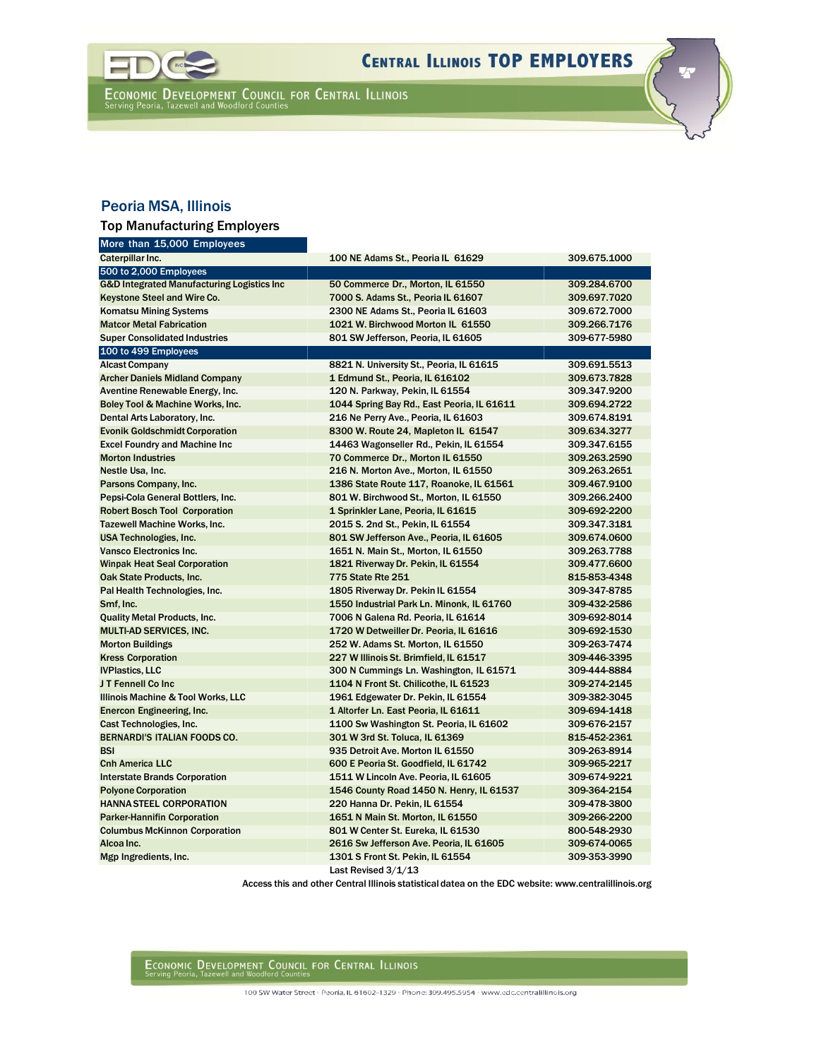## Peoria MSA, Illinois

### Top Manufacturing Employers

| | | |
|---|---|---|
| **More than 15,000 Employees** | | |
| Caterpillar Inc. | 100 NE Adams St., Peoria IL 61629 | 309.675.1000 |
| **500 to 2,000 Employees** | | |
| G&D Integrated Manufacturing Logistics Inc | 50 Commerce Dr., Morton, IL 61550 | 309.284.6700 |
| Keystone Steel and Wire Co. | 7000 S. Adams St., Peoria IL 61607 | 309.697.7020 |
| Komatsu Mining Systems | 2300 NE Adams St., Peoria IL 61603 | 309.672.7000 |
| Matcor Metal Fabrication | 1021 W. Birchwood Morton IL 61550 | 309.266.7176 |
| Super Consolidated Industries | 801 SW Jefferson, Peoria, IL 61605 | 309-677-5980 |
| **100 to 499 Employees** | | |
| Alcast Company | 8821 N. University St., Peoria, IL 61615 | 309.691.5513 |
| Archer Daniels Midland Company | 1 Edmund St., Peoria, IL 616102 | 309.673.7828 |
| Aventine Renewable Energy, Inc. | 120 N. Parkway, Pekin, IL 61554 | 309.347.9200 |
| Boley Tool & Machine Works, Inc. | 1044 Spring Bay Rd., East Peoria, IL 61611 | 309.694.2722 |
| Dental Arts Laboratory, Inc. | 216 Ne Perry Ave., Peoria, IL 61603 | 309.674.8191 |
| Evonik Goldschmidt Corporation | 8300 W. Route 24, Mapleton IL 61547 | 309.634.3277 |
| Excel Foundry and Machine Inc | 14463 Wagonseller Rd., Pekin, IL 61554 | 309.347.6155 |
| Morton Industries | 70 Commerce Dr., Morton IL 61550 | 309.263.2590 |
| Nestle Usa, Inc. | 216 N. Morton Ave., Morton, IL 61550 | 309.263.2651 |
| Parsons Company, Inc. | 1386 State Route 117, Roanoke, IL 61561 | 309.467.9100 |
| Pepsi-Cola General Bottlers, Inc. | 801 W. Birchwood St., Morton, IL 61550 | 309.266.2400 |
| Robert Bosch Tool Corporation | 1 Sprinkler Lane, Peoria, IL 61615 | 309-692-2200 |
| Tazewell Machine Works, Inc. | 2015 S. 2nd St., Pekin, IL 61554 | 309.347.3181 |
| USA Technologies, Inc. | 801 SW Jefferson Ave., Peoria, IL 61605 | 309.674.0600 |
| Vansco Electronics Inc. | 1651 N. Main St., Morton, IL 61550 | 309.263.7788 |
| Winpak Heat Seal Corporation | 1821 Riverway Dr. Pekin, IL 61554 | 309.477.6600 |
| Oak State Products, Inc. | 775 State Rte 251 | 815-853-4348 |
| Pal Health Technologies, Inc. | 1805 Riverway Dr. Pekin IL 61554 | 309-347-8785 |
| Smf, Inc. | 1550 Industrial Park Ln. Minonk, IL 61760 | 309-432-2586 |
| Quality Metal Products, Inc. | 7006 N Galena Rd. Peoria, IL 61614 | 309-692-8014 |
| MULTI-AD SERVICES, INC. | 1720 W Detweiller Dr. Peoria, IL 61616 | 309-692-1530 |
| Morton Buildings | 252 W. Adams St. Morton, IL 61550 | 309-263-7474 |
| Kress Corporation | 227 W Illinois St. Brimfield, IL 61517 | 309-446-3395 |
| IVPlastics, LLC | 300 N Cummings Ln. Washington, IL 61571 | 309-444-8884 |
| J T Fennell Co Inc | 1104 N Front St. Chilicothe, IL 61523 | 309-274-2145 |
| Illinois Machine & Tool Works, LLC | 1961 Edgewater Dr. Pekin, IL 61554 | 309-382-3045 |
| Enercon Engineering, Inc. | 1 Altorfer Ln. East Peoria, IL 61611 | 309-694-1418 |
| Cast Technologies, Inc. | 1100 Sw Washington St. Peoria, IL 61602 | 309-676-2157 |
| BERNARDI'S ITALIAN FOODS CO. | 301 W 3rd St. Toluca, IL 61369 | 815-452-2361 |
| BSI | 935 Detroit Ave. Morton IL 61550 | 309-263-8914 |
| Cnh America LLC | 600 E Peoria St. Goodfield, IL 61742 | 309-965-2217 |
| Interstate Brands Corporation | 1511 W Lincoln Ave. Peoria, IL 61605 | 309-674-9221 |
| Polyone Corporation | 1546 County Road 1450 N. Henry, IL 61537 | 309-364-2154 |
| HANNA STEEL CORPORATION | 220 Hanna Dr. Pekin, IL 61554 | 309-478-3800 |
| Parker-Hannifin Corporation | 1651 N Main St. Morton, IL 61550 | 309-266-2200 |
| Columbus McKinnon Corporation | 801 W Center St. Eureka, IL 61530 | 800-548-2930 |
| Alcoa Inc. | 2616 Sw Jefferson Ave. Peoria, IL 61605 | 309-674-0065 |
| Mgp Ingredients, Inc. | 1301 S Front St. Pekin, IL 61554 | 309-353-3990 |

Last Revised 3/1/13

Access this and other Central Illinois statistical datea on the EDC website: www.centralillinois.org